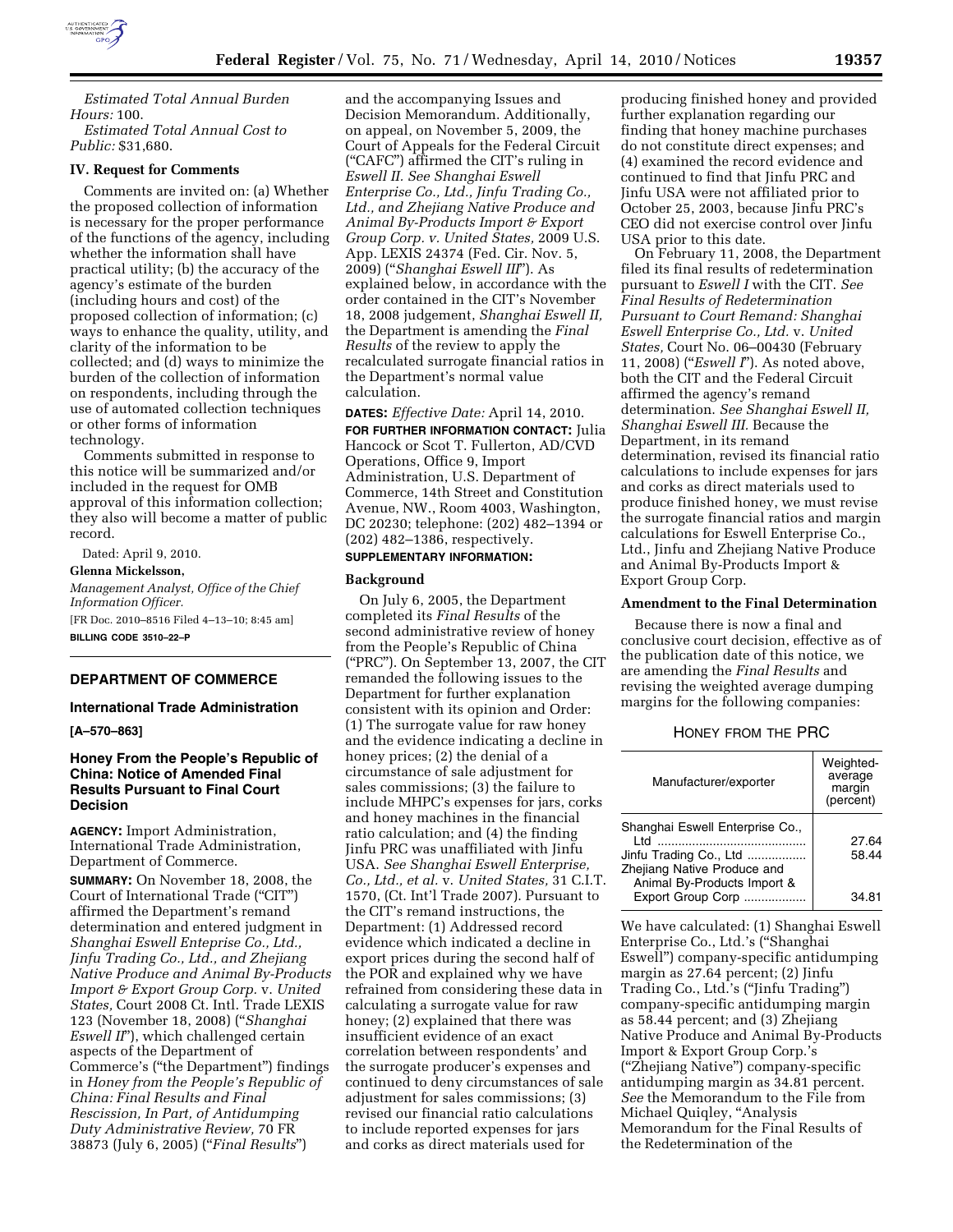*Estimated Total Annual Burden Hours:* 100.

*Estimated Total Annual Cost to Public:* $31,680.

**IV. Request for Comments**

Comments are invited on: (a) Whether the proposed collection of information is necessary for the proper performance of the functions of the agency, including whether the information shall have practical utility; (b) the accuracy of the agency's estimate of the burden (including hours and cost) of the proposed collection of information; (c) ways to enhance the quality, utility, and clarity of the information to be collected; and (d) ways to minimize the burden of the collection of information on respondents, including through the use of automated collection techniques or other forms of information technology.

Comments submitted in response to this notice will be summarized and/or included in the request for OMB approval of this information collection; they also will become a matter of public record.

Dated: April 9, 2010.

**Glenna Mickelsson,**

*Management Analyst, Office of the Chief Information Officer.*

[FR Doc. 2010–8516 Filed 4–13–10; 8:45 am]

**BILLING CODE 3510–22–P**

---

## DEPARTMENT OF COMMERCE

### International Trade Administration

**[A–570–863]**

### Honey From the People's Republic of China: Notice of Amended Final Results Pursuant to Final Court Decision

**AGENCY:** Import Administration, International Trade Administration, Department of Commerce.

**SUMMARY:** On November 18, 2008, the Court of International Trade ("CIT") affirmed the Department's remand determination and entered judgment in *Shanghai Eswell Enteprise Co., Ltd., Jinfu Trading Co., Ltd., and Zhejiang Native Produce and Animal By-Products Import & Export Group Corp.* v. *United States,* Court 2008 Ct. Intl. Trade LEXIS 123 (November 18, 2008) ("*Shanghai Eswell II*"), which challenged certain aspects of the Department of Commerce's ("the Department") findings in *Honey from the People's Republic of China: Final Results and Final Rescission, In Part, of Antidumping Duty Administrative Review,* 70 FR 38873 (July 6, 2005) ("*Final Results*") and the accompanying Issues and Decision Memorandum. Additionally, on appeal, on November 5, 2009, the Court of Appeals for the Federal Circuit ("CAFC") affirmed the CIT's ruling in *Eswell II. See Shanghai Eswell Enterprise Co., Ltd., Jinfu Trading Co., Ltd., and Zhejiang Native Produce and Animal By-Products Import & Export Group Corp. v. United States,* 2009 U.S. App. LEXIS 24374 (Fed. Cir. Nov. 5, 2009) ("*Shanghai Eswell III*"). As explained below, in accordance with the order contained in the CIT's November 18, 2008 judgement, *Shanghai Eswell II,* the Department is amending the *Final Results* of the review to apply the recalculated surrogate financial ratios in the Department's normal value calculation.

**DATES:** *Effective Date:* April 14, 2010.

**FOR FURTHER INFORMATION CONTACT:** Julia Hancock or Scot T. Fullerton, AD/CVD Operations, Office 9, Import Administration, U.S. Department of Commerce, 14th Street and Constitution Avenue, NW., Room 4003, Washington, DC 20230; telephone: (202) 482–1394 or (202) 482–1386, respectively.

**SUPPLEMENTARY INFORMATION:**

**Background**

On July 6, 2005, the Department completed its *Final Results* of the second administrative review of honey from the People's Republic of China ("PRC"). On September 13, 2007, the CIT remanded the following issues to the Department for further explanation consistent with its opinion and Order: (1) The surrogate value for raw honey and the evidence indicating a decline in honey prices; (2) the denial of a circumstance of sale adjustment for sales commissions; (3) the failure to include MHPC's expenses for jars, corks and honey machines in the financial ratio calculation; and (4) the finding Jinfu PRC was unaffiliated with Jinfu USA. *See Shanghai Eswell Enterprise, Co., Ltd., et al.* v. *United States,* 31 C.I.T. 1570, (Ct. Int'l Trade 2007). Pursuant to the CIT's remand instructions, the Department: (1) Addressed record evidence which indicated a decline in export prices during the second half of the POR and explained why we have refrained from considering these data in calculating a surrogate value for raw honey; (2) explained that there was insufficient evidence of an exact correlation between respondents' and the surrogate producer's expenses and continued to deny circumstances of sale adjustment for sales commissions; (3) revised our financial ratio calculations to include reported expenses for jars and corks as direct materials used for producing finished honey and provided further explanation regarding our finding that honey machine purchases do not constitute direct expenses; and (4) examined the record evidence and continued to find that Jinfu PRC and Jinfu USA were not affiliated prior to October 25, 2003, because Jinfu PRC's CEO did not exercise control over Jinfu USA prior to this date.

On February 11, 2008, the Department filed its final results of redetermination pursuant to *Eswell I* with the CIT. *See Final Results of Redetermination Pursuant to Court Remand: Shanghai Eswell Enterprise Co., Ltd.* v. *United States,* Court No. 06–00430 (February 11, 2008) ("*Eswell I*"). As noted above, both the CIT and the Federal Circuit affirmed the agency's remand determination. *See Shanghai Eswell II, Shanghai Eswell III.* Because the Department, in its remand determination, revised its financial ratio calculations to include expenses for jars and corks as direct materials used to produce finished honey, we must revise the surrogate financial ratios and margin calculations for Eswell Enterprise Co., Ltd., Jinfu and Zhejiang Native Produce and Animal By-Products Import & Export Group Corp.

**Amendment to the Final Determination**

Because there is now a final and conclusive court decision, effective as of the publication date of this notice, we are amending the *Final Results* and revising the weighted average dumping margins for the following companies:

HONEY FROM THE PRC

| Manufacturer/exporter | Weighted-average margin (percent) |
|---|---|
| Shanghai Eswell Enterprise Co., Ltd | 27.64 |
| Jinfu Trading Co., Ltd | 58.44 |
| Zhejiang Native Produce and Animal By-Products Import & Export Group Corp | 34.81 |

We have calculated: (1) Shanghai Eswell Enterprise Co., Ltd.'s ("Shanghai Eswell") company-specific antidumping margin as 27.64 percent; (2) Jinfu Trading Co., Ltd.'s ("Jinfu Trading") company-specific antidumping margin as 58.44 percent; and (3) Zhejiang Native Produce and Animal By-Products Import & Export Group Corp.'s ("Zhejiang Native") company-specific antidumping margin as 34.81 percent. *See* the Memorandum to the File from Michael Quiqley, "Analysis Memorandum for the Final Results of the Redetermination of the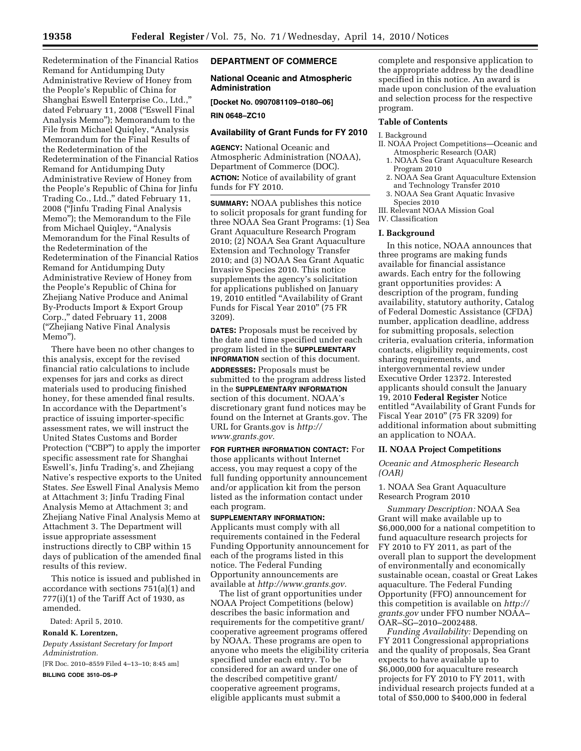Redetermination of the Financial Ratios Remand for Antidumping Duty Administrative Review of Honey from the People's Republic of China for Shanghai Eswell Enterprise Co., Ltd.," dated February 11, 2008 ("Eswell Final Analysis Memo"); Memorandum to the File from Michael Quiqley, "Analysis Memorandum for the Final Results of the Redetermination of the Redetermination of the Financial Ratios Remand for Antidumping Duty Administrative Review of Honey from the People's Republic of China for Jinfu Trading Co., Ltd.," dated February 11, 2008 ("Jinfu Trading Final Analysis Memo"); the Memorandum to the File from Michael Quiqley, "Analysis Memorandum for the Final Results of the Redetermination of the Redetermination of the Financial Ratios Remand for Antidumping Duty Administrative Review of Honey from the People's Republic of China for Zhejiang Native Produce and Animal By-Products Import & Export Group Corp.," dated February 11, 2008 ("Zhejiang Native Final Analysis Memo").

There have been no other changes to this analysis, except for the revised financial ratio calculations to include expenses for jars and corks as direct materials used to producing finished honey, for these amended final results. In accordance with the Department's practice of issuing importer-specific assessment rates, we will instruct the United States Customs and Border Protection ("CBP") to apply the importer specific assessment rate for Shanghai Eswell's, Jinfu Trading's, and Zhejiang Native's respective exports to the United States. *See* Eswell Final Analysis Memo at Attachment 3; Jinfu Trading Final Analysis Memo at Attachment 3; and Zhejiang Native Final Analysis Memo at Attachment 3. The Department will issue appropriate assessment instructions directly to CBP within 15 days of publication of the amended final results of this review.

This notice is issued and published in accordance with sections 751(a)(1) and 777(i)(1) of the Tariff Act of 1930, as amended.

Dated: April 5, 2010.

**Ronald K. Lorentzen,**

*Deputy Assistant Secretary for Import Administration.*

[FR Doc. 2010–8559 Filed 4–13–10; 8:45 am]

**BILLING CODE 3510–DS–P**

## DEPARTMENT OF COMMERCE

### National Oceanic and Atmospheric Administration

**[Docket No. 0907081109–0180–06]**

**RIN 0648–ZC10**

### Availability of Grant Funds for FY 2010

**AGENCY:** National Oceanic and Atmospheric Administration (NOAA), Department of Commerce (DOC).

**ACTION:** Notice of availability of grant funds for FY 2010.

**SUMMARY:** NOAA publishes this notice to solicit proposals for grant funding for three NOAA Sea Grant Programs: (1) Sea Grant Aquaculture Research Program 2010; (2) NOAA Sea Grant Aquaculture Extension and Technology Transfer 2010; and (3) NOAA Sea Grant Aquatic Invasive Species 2010. This notice supplements the agency's solicitation for applications published on January 19, 2010 entitled "Availability of Grant Funds for Fiscal Year 2010" (75 FR 3209).

**DATES:** Proposals must be received by the date and time specified under each program listed in the **SUPPLEMENTARY INFORMATION** section of this document.

**ADDRESSES:** Proposals must be submitted to the program address listed in the **SUPPLEMENTARY INFORMATION** section of this document. NOAA's discretionary grant fund notices may be found on the Internet at Grants.gov. The URL for Grants.gov is *http://www.grants.gov*.

**FOR FURTHER INFORMATION CONTACT:** For those applicants without Internet access, you may request a copy of the full funding opportunity announcement and/or application kit from the person listed as the information contact under each program.

**SUPPLEMENTARY INFORMATION:** Applicants must comply with all requirements contained in the Federal Funding Opportunity announcement for each of the programs listed in this notice. The Federal Funding Opportunity announcements are available at *http://www.grants.gov*.

The list of grant opportunities under NOAA Project Competitions (below) describes the basic information and requirements for the competitive grant/cooperative agreement programs offered by NOAA. These programs are open to anyone who meets the eligibility criteria specified under each entry. To be considered for an award under one of the described competitive grant/cooperative agreement programs, eligible applicants must submit a complete and responsive application to the appropriate address by the deadline specified in this notice. An award is made upon conclusion of the evaluation and selection process for the respective program.

#### Table of Contents

I. Background
II. NOAA Project Competitions—Oceanic and Atmospheric Research (OAR)
  1. NOAA Sea Grant Aquaculture Research Program 2010
  2. NOAA Sea Grant Aquaculture Extension and Technology Transfer 2010
  3. NOAA Sea Grant Aquatic Invasive Species 2010
III. Relevant NOAA Mission Goal
IV. Classification

#### I. Background

In this notice, NOAA announces that three programs are making funds available for financial assistance awards. Each entry for the following grant opportunities provides: A description of the program, funding availability, statutory authority, Catalog of Federal Domestic Assistance (CFDA) number, application deadline, address for submitting proposals, selection criteria, evaluation criteria, information contacts, eligibility requirements, cost sharing requirements, and intergovernmental review under Executive Order 12372. Interested applicants should consult the January 19, 2010 **Federal Register** Notice entitled "Availability of Grant Funds for Fiscal Year 2010" (75 FR 3209) for additional information about submitting an application to NOAA.

#### II. NOAA Project Competitions

*Oceanic and Atmospheric Research (OAR)*

1. NOAA Sea Grant Aquaculture Research Program 2010

*Summary Description:* NOAA Sea Grant will make available up to $6,000,000 for a national competition to fund aquaculture research projects for FY 2010 to FY 2011, as part of the overall plan to support the development of environmentally and economically sustainable ocean, coastal or Great Lakes aquaculture. The Federal Funding Opportunity (FFO) announcement for this competition is available on *http://grants.gov* under FFO number NOAA–OAR–SG–2010–2002488.

*Funding Availability:* Depending on FY 2011 Congressional appropriations and the quality of proposals, Sea Grant expects to have available up to $6,000,000 for aquaculture research projects for FY 2010 to FY 2011, with individual research projects funded at a total of $50,000 to $400,000 in federal